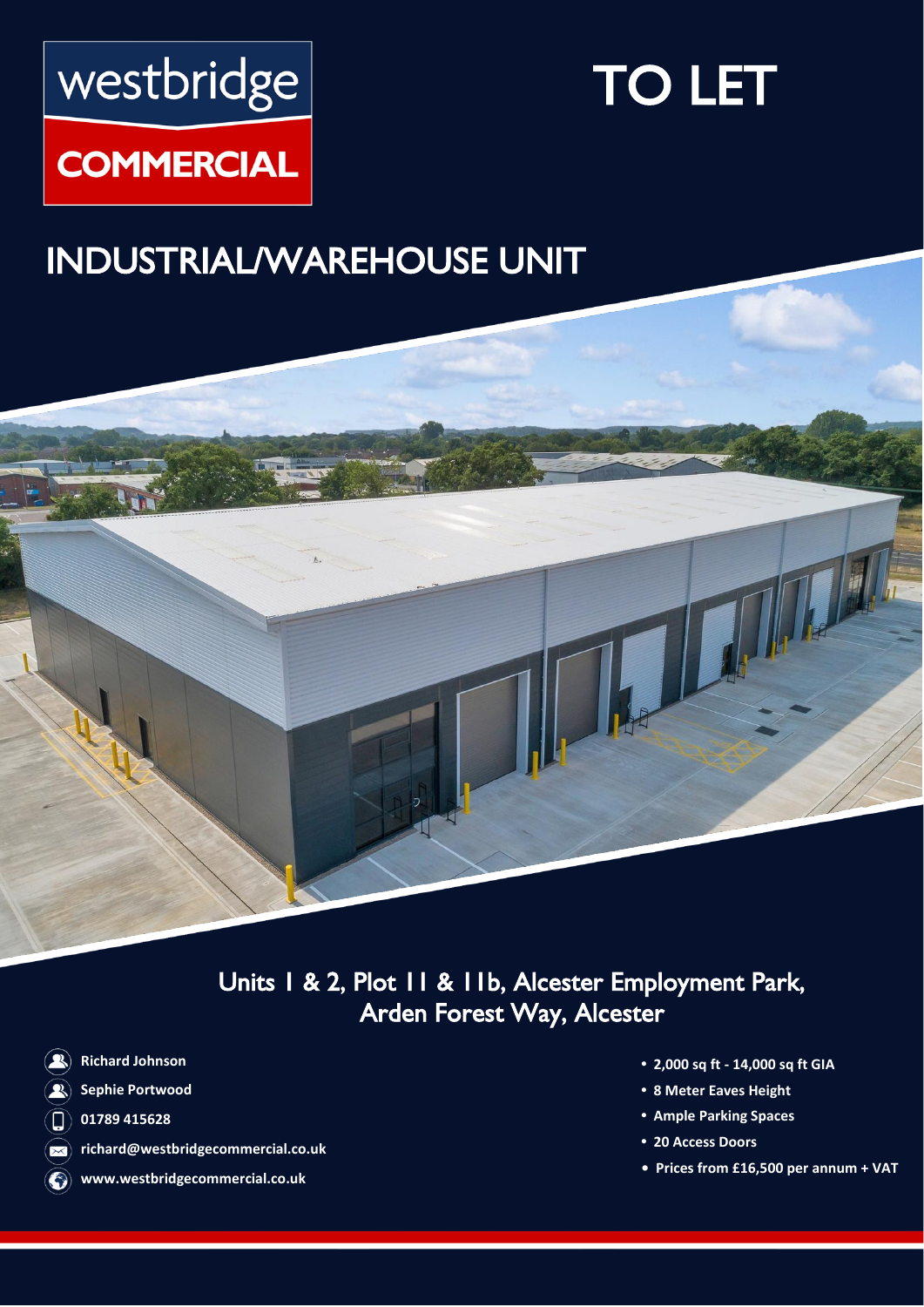westbridge

COMMERCIAL

# TO LET

## INDUSTRIAL/WAREHOUSE UNIT

### Units 1 & 2, Plot 11 & 11b, Alcester Employment Park, Arden Forest Way, Alcester

**Richard Johnson**

**Sephie Portwood**

**01789 415628**

**richard@westbridgecommercial.co.uk**

**www.westbridgecommercial.co.uk**

- **2,000 sq ft - 14,000 sq ft GIA**
- **8 Meter Eaves Height**
- **Ample Parking Spaces**
- **20 Access Doors**
- **Prices from £16,500 per annum + VAT**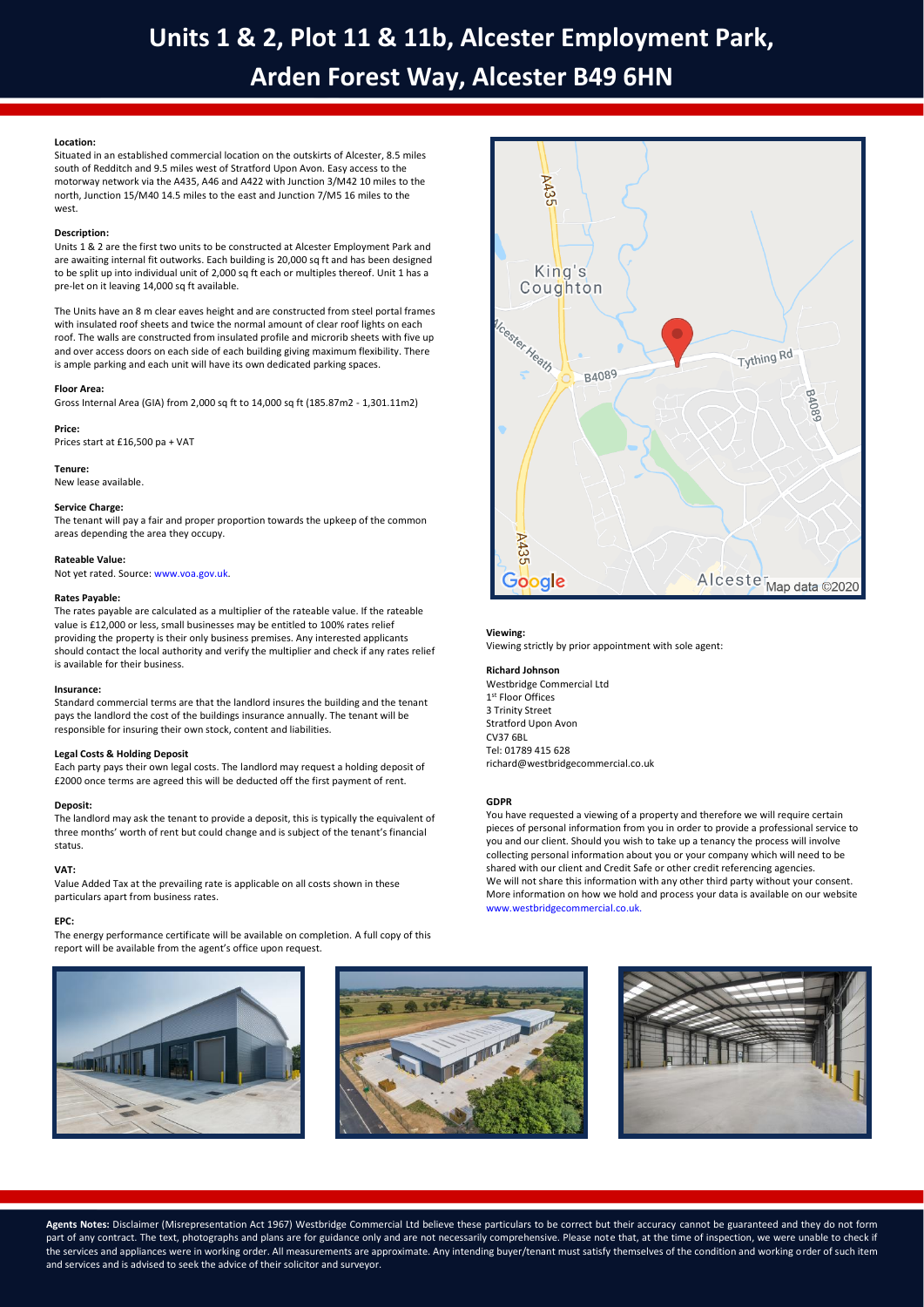# Units 1 & 2, Plot 11 & 11b, Alcester Employment Park, Arden Forest Way, Alcester B49 6HN

**Location:**

Situated in an established commercial location on the outskirts of Alcester, 8.5 miles south of Redditch and 9.5 miles west of Stratford Upon Avon. Easy access to the motorway network via the A435, A46 and A422 with Junction 3/M42 10 miles to the north, Junction 15/M40 14.5 miles to the east and Junction 7/M5 16 miles to the west.

**Description:**

Units 1 & 2 are the first two units to be constructed at Alcester Employment Park and are awaiting internal fit outworks. Each building is 20,000 sq ft and has been designed to be split up into individual unit of 2,000 sq ft each or multiples thereof. Unit 1 has a pre-let on it leaving 14,000 sq ft available.

The Units have an 8 m clear eaves height and are constructed from steel portal frames with insulated roof sheets and twice the normal amount of clear roof lights on each roof. The walls are constructed from insulated profile and microrib sheets with five up and over access doors on each side of each building giving maximum flexibility. There is ample parking and each unit will have its own dedicated parking spaces.

**Floor Area:**

Gross Internal Area (GIA) from 2,000 sq ft to 14,000 sq ft (185.87m2 - 1,301.11m2)

**Price:**

Prices start at £16,500 pa + VAT

**Tenure:**

New lease available.

**Service Charge:**

The tenant will pay a fair and proper proportion towards the upkeep of the common areas depending the area they occupy.

**Rateable Value:**

Not yet rated. Source: www.voa.gov.uk.

**Rates Payable:**

The rates payable are calculated as a multiplier of the rateable value. If the rateable value is £12,000 or less, small businesses may be entitled to 100% rates relief providing the property is their only business premises. Any interested applicants should contact the local authority and verify the multiplier and check if any rates relief is available for their business.

**Insurance:**

Standard commercial terms are that the landlord insures the building and the tenant pays the landlord the cost of the buildings insurance annually. The tenant will be responsible for insuring their own stock, content and liabilities.

**Legal Costs & Holding Deposit**

Each party pays their own legal costs. The landlord may request a holding deposit of £2000 once terms are agreed this will be deducted off the first payment of rent.

**Deposit:**

The landlord may ask the tenant to provide a deposit, this is typically the equivalent of three months' worth of rent but could change and is subject of the tenant's financial status.

**VAT:**

Value Added Tax at the prevailing rate is applicable on all costs shown in these particulars apart from business rates.

**EPC:**

The energy performance certificate will be available on completion. A full copy of this report will be available from the agent's office upon request.

**Viewing:**

Viewing strictly by prior appointment with sole agent:

**Richard Johnson**
Westbridge Commercial Ltd
1st Floor Offices
3 Trinity Street
Stratford Upon Avon
CV37 6BL
Tel: 01789 415 628
richard@westbridgecommercial.co.uk

**GDPR**

You have requested a viewing of a property and therefore we will require certain pieces of personal information from you in order to provide a professional service to you and our client. Should you wish to take up a tenancy the process will involve collecting personal information about you or your company which will need to be shared with our client and Credit Safe or other credit referencing agencies. We will not share this information with any other third party without your consent. More information on how we hold and process your data is available on our website www.westbridgecommercial.co.uk.

**Agents Notes:** Disclaimer (Misrepresentation Act 1967) Westbridge Commercial Ltd believe these particulars to be correct but their accuracy cannot be guaranteed and they do not form part of any contract. The text, photographs and plans are for guidance only and are not necessarily comprehensive. Please note that, at the time of inspection, we were unable to check if the services and appliances were in working order. All measurements are approximate. Any intending buyer/tenant must satisfy themselves of the condition and working order of such item and services and is advised to seek the advice of their solicitor and surveyor.